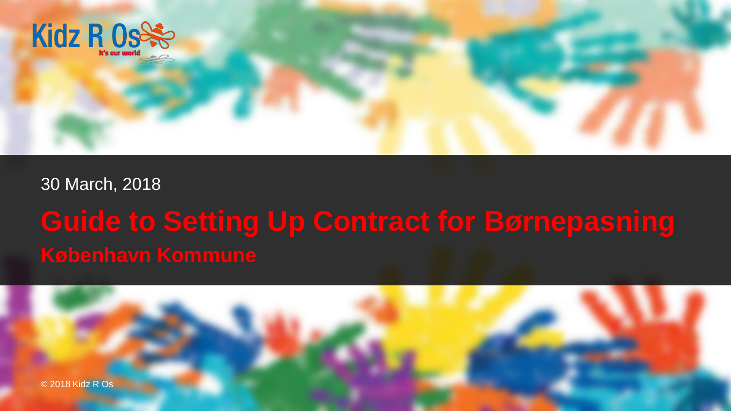Kidz R Os

It's our world

30 March, 2018

# Guide to Setting Up Contract for Børnepasning

## København Kommune

© 2018 Kidz R Os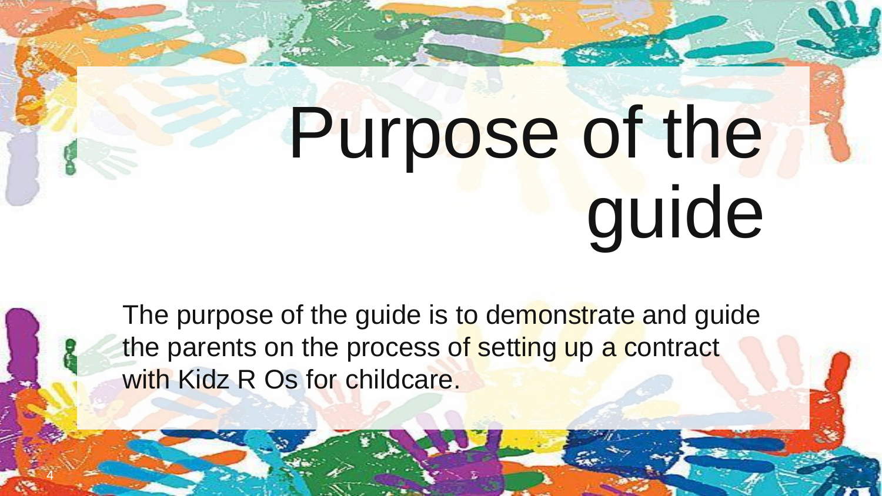# Purpose of the guide

The purpose of the guide is to demonstrate and guide the parents on the process of setting up a contract with Kidz R Os for childcare.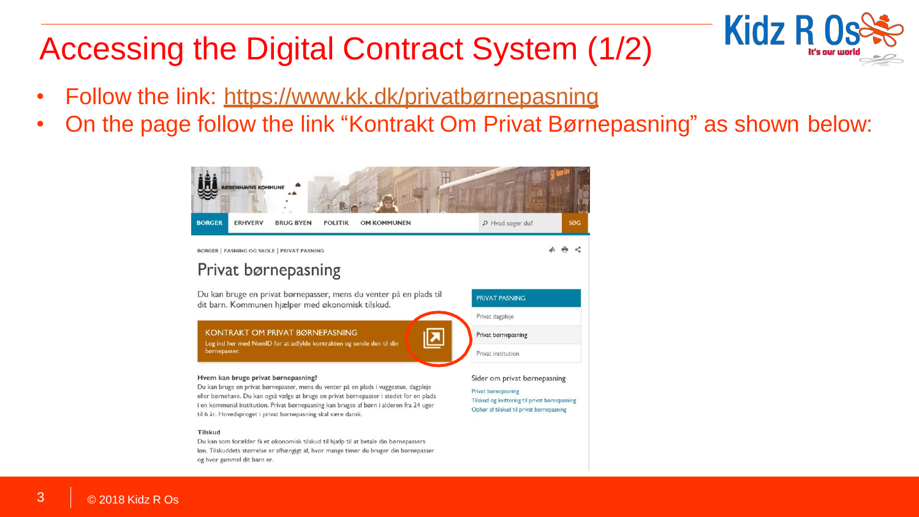# Accessing the Digital Contract System (1/2)

- Follow the link: https://www.kk.dk/privatbørnepasning
- On the page follow the link "Kontrakt Om Privat Børnepasning" as shown below:

KØBENHAVNS KOMMUNE

BORGER | ERHVERV | BRUG BYEN | POLITIK | OM KOMMUNEN | Hvad søger du? | SØG

BORGER | PASNING OG SKOLE | PRIVAT PASNING

## Privat børnepasning

Du kan bruge en privat børnepasser, mens du venter på en plads til dit barn. Kommunen hjælper med økonomisk tilskud.

**KONTRAKT OM PRIVAT BØRNEPASNING**
Log ind her med NemID for at udfylde kontrakten og sende den til din børnepasser.

**Hvem kan bruge privat børnepasning?**

Du kan bruge en privat børnepasser, mens du venter på en plads i vuggestue, dagpleje eller børnehave. Du kan også vælge at bruge en privat børnepasser i stedet for en plads i en kommunal institution. Privat børnepasning kan bruges af børn i alderen fra 24 uger til 6 år. Hovedsproget i privat børnepasning skal være dansk.

**Tilskud**

Du kan som forælder få et økonomisk tilskud til hjælp til at betale din børnepassers løn. Tilskuddets størrelse er afhængigt af, hvor mange timer du bruger din børnepasser og hvor gammel dit barn er.

PRIVAT PASNING
- Privat dagpleje
- Privat børnepasning
- Privat institution

Sider om privat børnepasning
- Privat børnepasning
- Tilskud og kvittering til privat børnepasning
- Ophør af tilskud til privat børnepasning

© 2018 Kidz R Os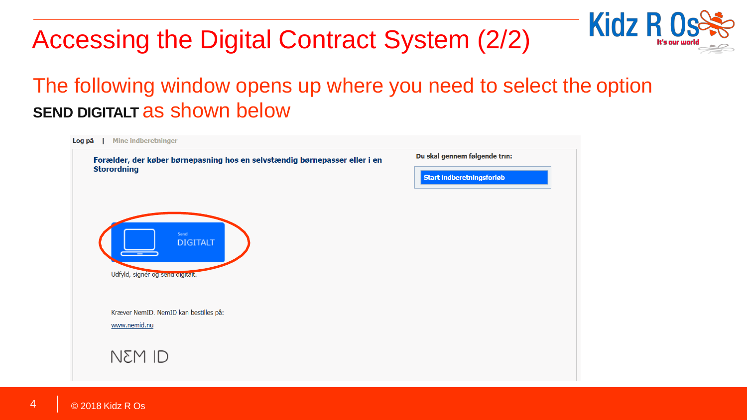# Accessing the Digital Contract System (2/2)

The following window opens up where you need to select the option **SEND DIGITALT** as shown below

Log på | Mine indberetninger

**Forælder, der køber børnepasning hos en selvstændig børnepasser eller i en Storordning**

**Du skal gennem følgende trin:**

**Start indberetningsforløb**

Send DIGITALT

Udfyld, signer og send digitalt.

Kræver NemID. NemID kan bestilles på:

www.nemid.nu

NEM ID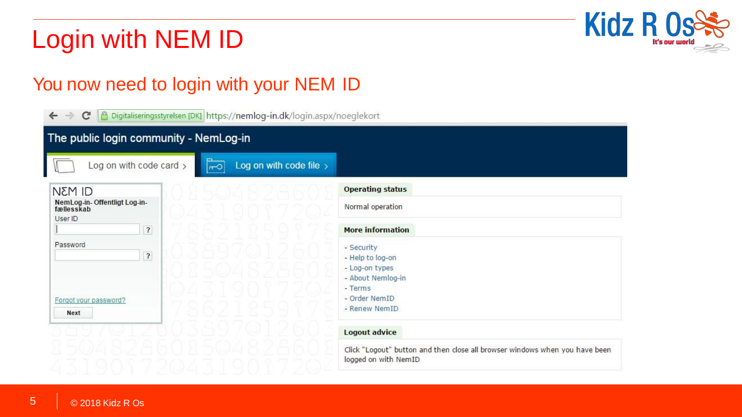# Login with NEM ID

## You now need to login with your NEM ID

https://nemlog-in.dk/login.aspx/noeglekort

**The public login community - NemLog-in**

Log on with code card › | Log on with code file ›

NΞM ID

**NemLog-in- Offentligt Log-in-fællesskab**

User ID

Password

Forgot your password?

**Next**

**Operating status**

Normal operation

**More information**

- Security
- Help to log-on
- Log-on types
- About Nemlog-in
- Terms
- Order NemID
- Renew NemID

**Logout advice**

Click "Logout" button and then close all browser windows when you have been logged on with NemID

© 2018 Kidz R Os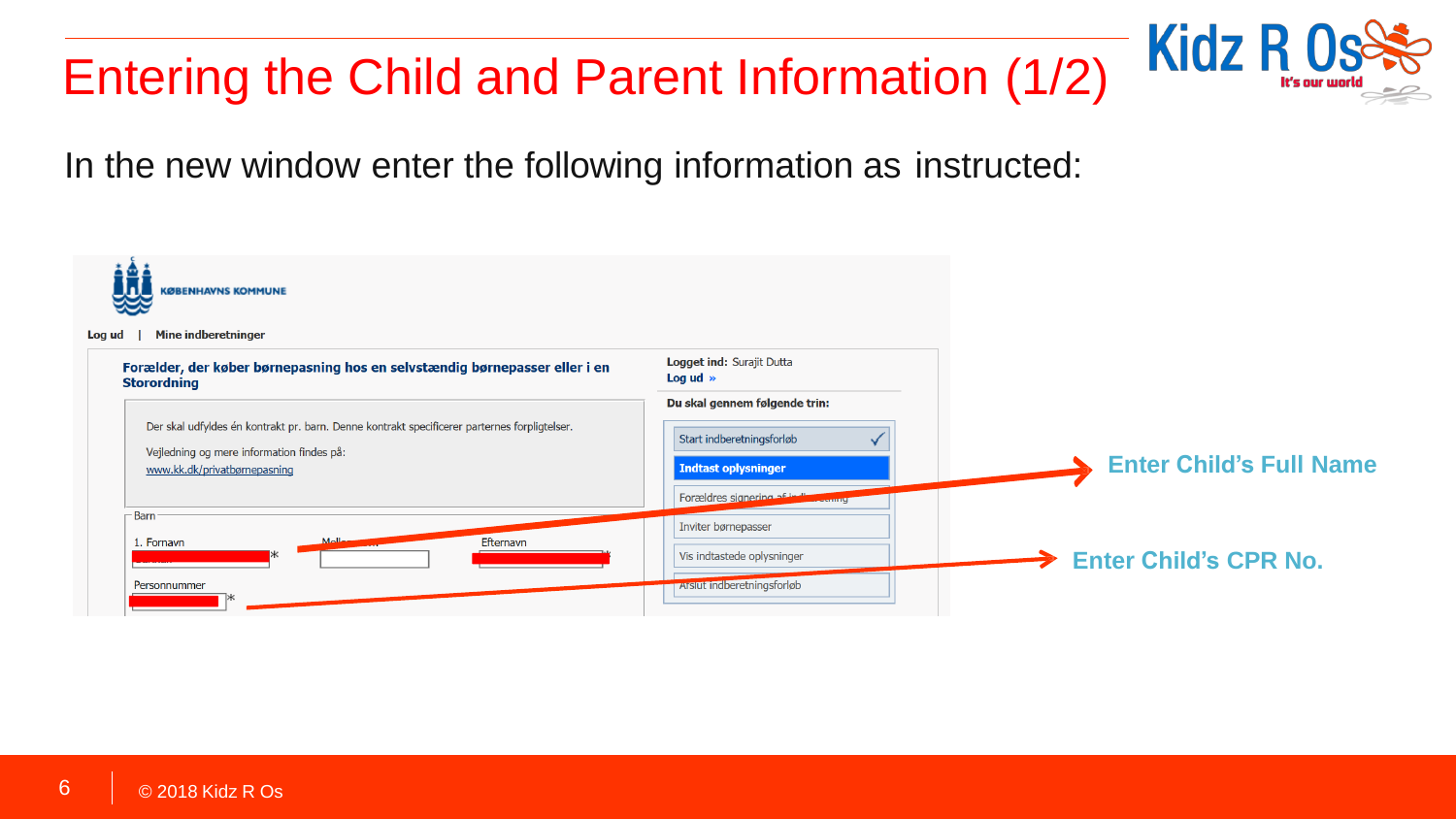# Entering the Child and Parent Information (1/2)

In the new window enter the following information as instructed:

KØBENHAVNS KOMMUNE

Log ud | Mine indberetninger

**Forælder, der køber børnepasning hos en selvstændig børnepasser eller i en Storordning**

Der skal udfyldes én kontrakt pr. barn. Denne kontrakt specificerer parternes forpligtelser.

Vejledning og mere information findes på:
www.kk.dk/privatbørnepasning

Barn

1. Fornavn * | Mellemnavn | Efternavn *

Personnummer *

Logget ind: Surajit Dutta
Log ud »

Du skal gennem følgende trin:

- Start indberetningsforløb ✓
- **Indtast oplysninger**
- Forældres signering af indberetning
- Inviter børnepasser
- Vis indtastede oplysninger
- Afslut indberetningsforløb

**Enter Child's Full Name**

**Enter Child's CPR No.**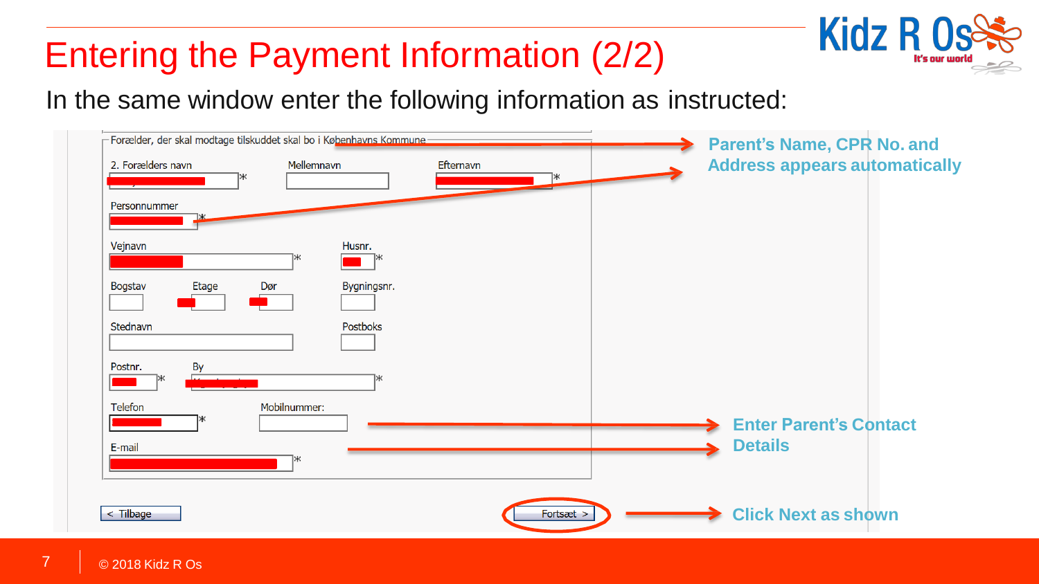# Entering the Payment Information (2/2)

In the same window enter the following information as instructed:

Forælder, der skal modtage tilskuddet skal bo i Københavns Kommune

2. Forælders navn * | Mellemnavn | Efternavn *

Personnummer *

Vejnavn * | Husnr. *

Bogstav | Etage | Dør | Bygningsnr.

Stednavn | Postboks

Postnr. * | By *

Telefon * | Mobilnummer:

E-mail *

< Tilbage | Fortsæt >

**Parent's Name, CPR No. and Address appears automatically**

**Enter Parent's Contact Details**

**Click Next as shown**

© 2018 Kidz R Os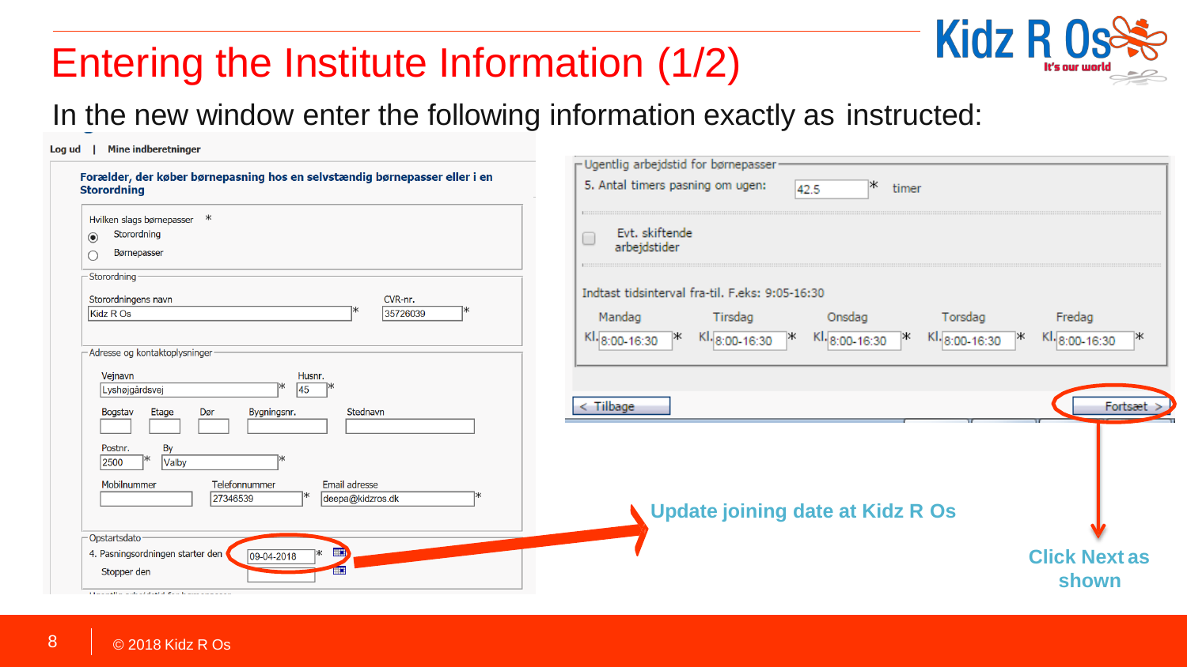# Entering the Institute Information (1/2)

In the new window enter the following information exactly as instructed:

Log ud | Mine indberetninger

**Forælder, der køber børnepasning hos en selvstændig børnepasser eller i en Storordning**

Hvilken slags børnepasser *

- (•) Storordning
- ( ) Børnepasser

Storordning

| Storordningens navn | CVR-nr. |
|---|---|
| Kidz R Os * | 35726039 * |

Adresse og kontaktoplysninger

| Vejnavn | Husnr. |
|---|---|
| Lyshøjgårdsvej * | 45 * |

| Bogstav | Etage | Dør | Bygningsnr. | Stednavn |
|---|---|---|---|---|
| | | | | |

| Postnr. | By |
|---|---|
| 2500 * | Valby * |

| Mobilnummer | Telefonnummer | Email adresse |
|---|---|---|
| | 27346539 * | deepa@kidzros.dk * |

Opstartsdato

4. Pasningsordningen starter den 09-04-2018 *

Stopper den

Ugentlig arbejdstid for børnepasser

5. Antal timers pasning om ugen: 42.5 * timer

Evt. skiftende arbejdstider

Indtast tidsinterval fra-til. F.eks: 9:05-16:30

| Mandag | Tirsdag | Onsdag | Torsdag | Fredag |
|---|---|---|---|---|
| Kl. 8:00-16:30 * | Kl. 8:00-16:30 * | Kl. 8:00-16:30 * | Kl. 8:00-16:30 * | Kl. 8:00-16:30 * |

< Tilbage    Fortsæt >

**Update joining date at Kidz R Os**

**Click Next as shown**

© 2018 Kidz R Os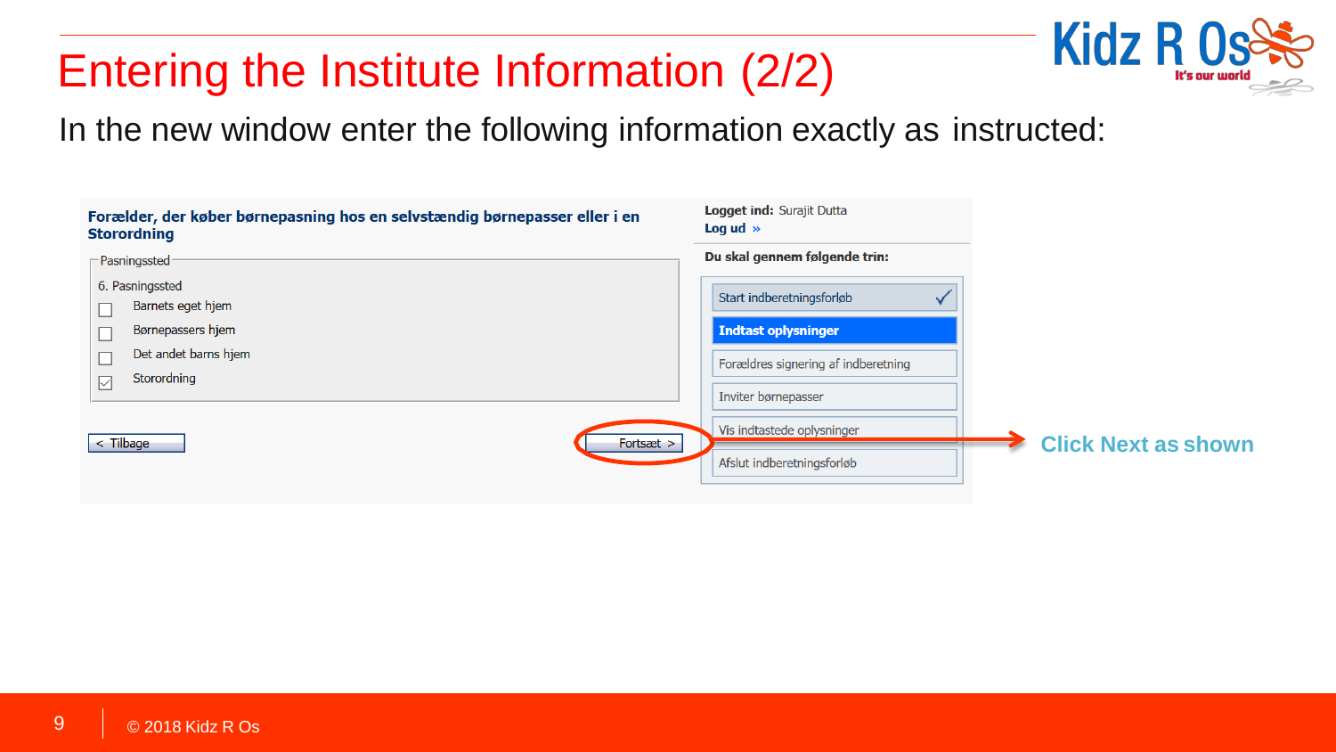# Entering the Institute Information (2/2)

In the new window enter the following information exactly as instructed:

**Forælder, der køber børnepasning hos en selvstændig børnepasser eller i en Storordning**

Pasningssted

6. Pasningssted

- [ ] Barnets eget hjem
- [ ] Børnepassers hjem
- [ ] Det andet barns hjem
- [x] Storordning

< Tilbage

Fortsæt >

**Logget ind:** Surajit Dutta

**Log ud »**

**Du skal gennem følgende trin:**

- Start indberetningsforløb ✓
- **Indtast oplysninger**
- Forældres signering af indberetning
- Inviter børnepasser
- Vis indtastede oplysninger
- Afslut indberetningsforløb

**Click Next as shown**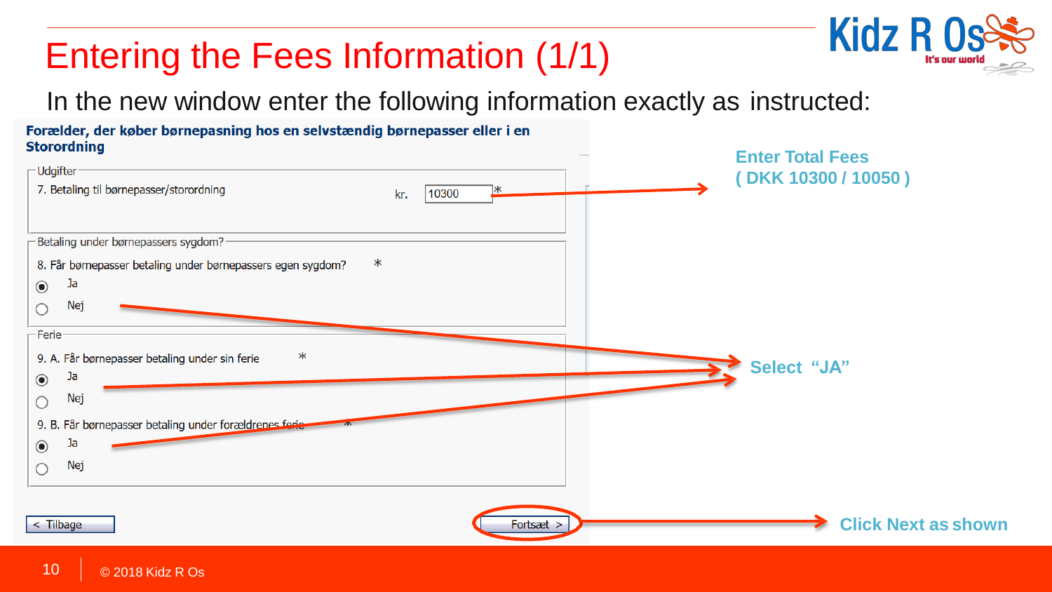# Entering the Fees Information (1/1)

In the new window enter the following information exactly as instructed:

**Forælder, der køber børnepasning hos en selvstændig børnepasser eller i en Storordning**

Udgifter

7. Betaling til børnepasser/storordning kr. 10300 *

Betaling under børnepassers sygdom?

8. Får børnepasser betaling under børnepassers egen sygdom? *

- (•) Ja
- ( ) Nej

Ferie

9. A. Får børnepasser betaling under sin ferie *

- (•) Ja
- ( ) Nej

9. B. Får børnepasser betaling under forældrenes ferie *

- (•) Ja
- ( ) Nej

< Tilbage | Fortsæt >

**Enter Total Fees ( DKK 10300 / 10050 )**

**Select "JA"**

**Click Next as shown**

© 2018 Kidz R Os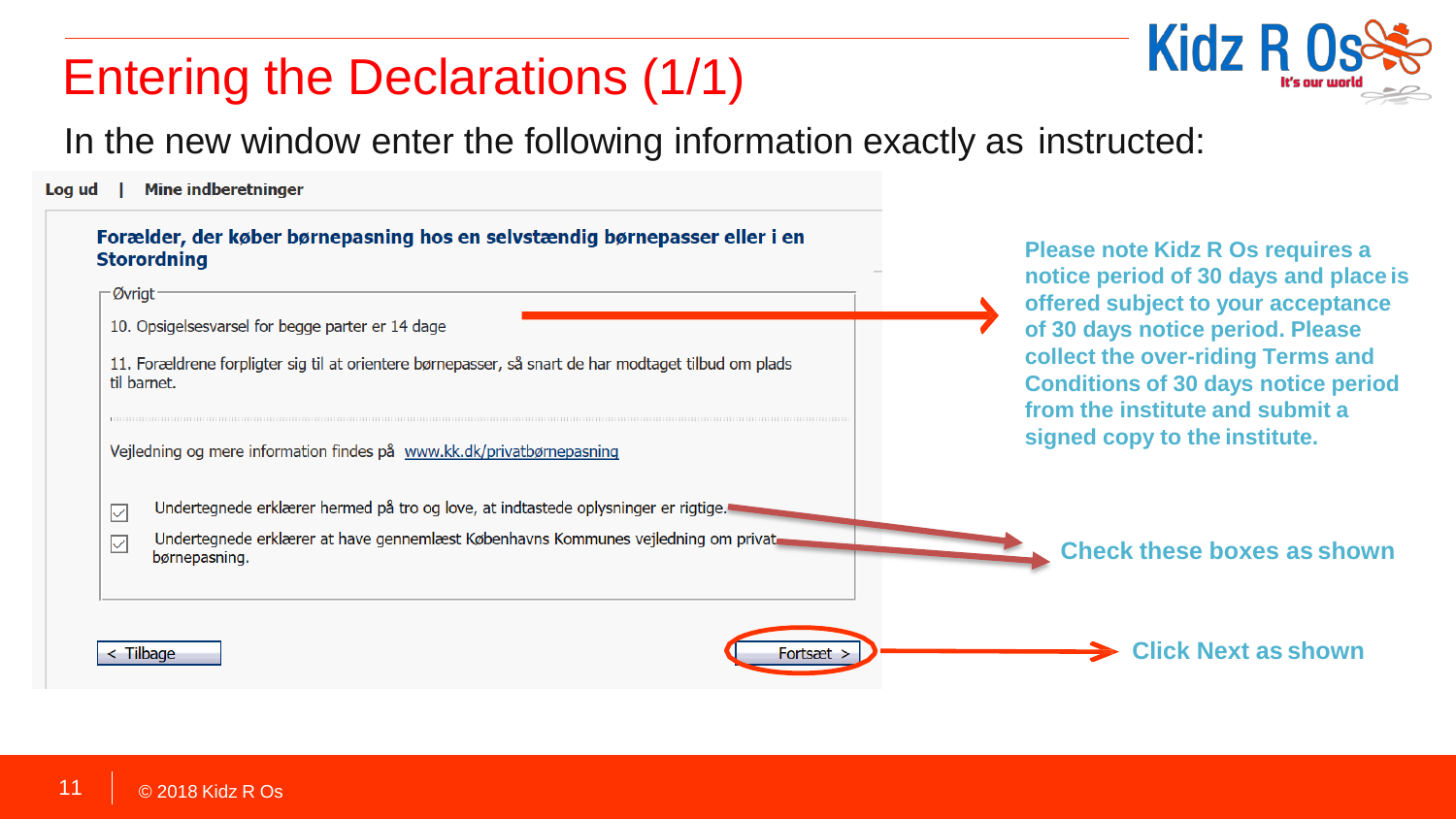# Entering the Declarations (1/1)

In the new window enter the following information exactly as instructed:

Log ud | Mine indberetninger

**Forælder, der køber børnepasning hos en selvstændig børnepasser eller i en Storordning**

Øvrigt

10. Opsigelsesvarsel for begge parter er 14 dage

11. Forældrene forpligter sig til at orientere børnepasser, så snart de har modtaget tilbud om plads til barnet.

Vejledning og mere information findes på www.kk.dk/privatbørnepasning

☑ Undertegnede erklærer hermed på tro og love, at indtastede oplysninger er rigtige.

☑ Undertegnede erklærer at have gennemlæst Københavns Kommunes vejledning om privat børnepasning.

< Tilbage    Fortsæt >

**Please note Kidz R Os requires a notice period of 30 days and place is offered subject to your acceptance of 30 days notice period. Please collect the over-riding Terms and Conditions of 30 days notice period from the institute and submit a signed copy to the institute.**

**Check these boxes as shown**

**Click Next as shown**

© 2018 Kidz R Os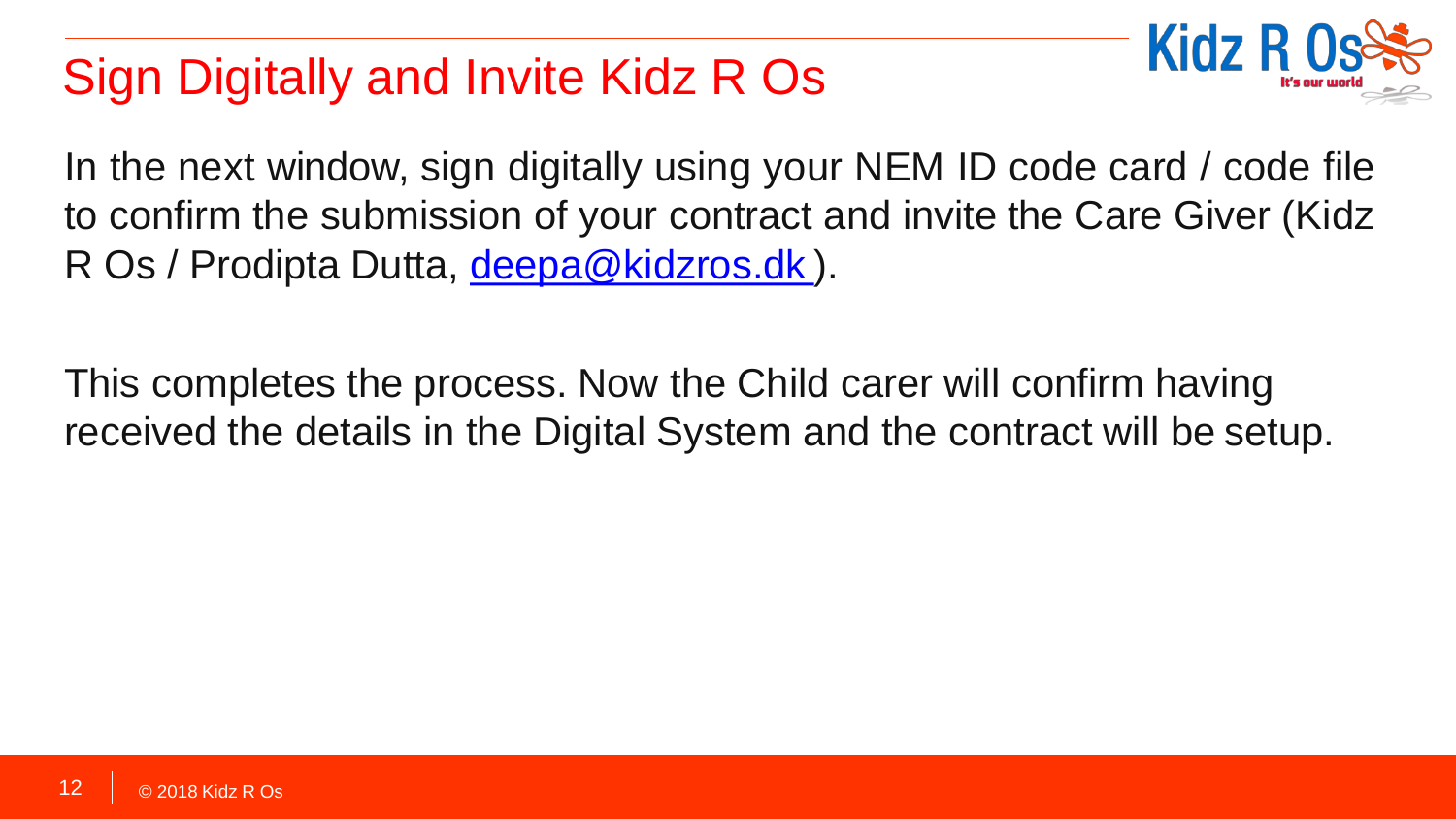# Sign Digitally and Invite Kidz R Os

In the next window, sign digitally using your NEM ID code card / code file to confirm the submission of your contract and invite the Care Giver (Kidz R Os / Prodipta Dutta, deepa@kidzros.dk ).

This completes the process. Now the Child carer will confirm having received the details in the Digital System and the contract will be setup.

© 2018 Kidz R Os